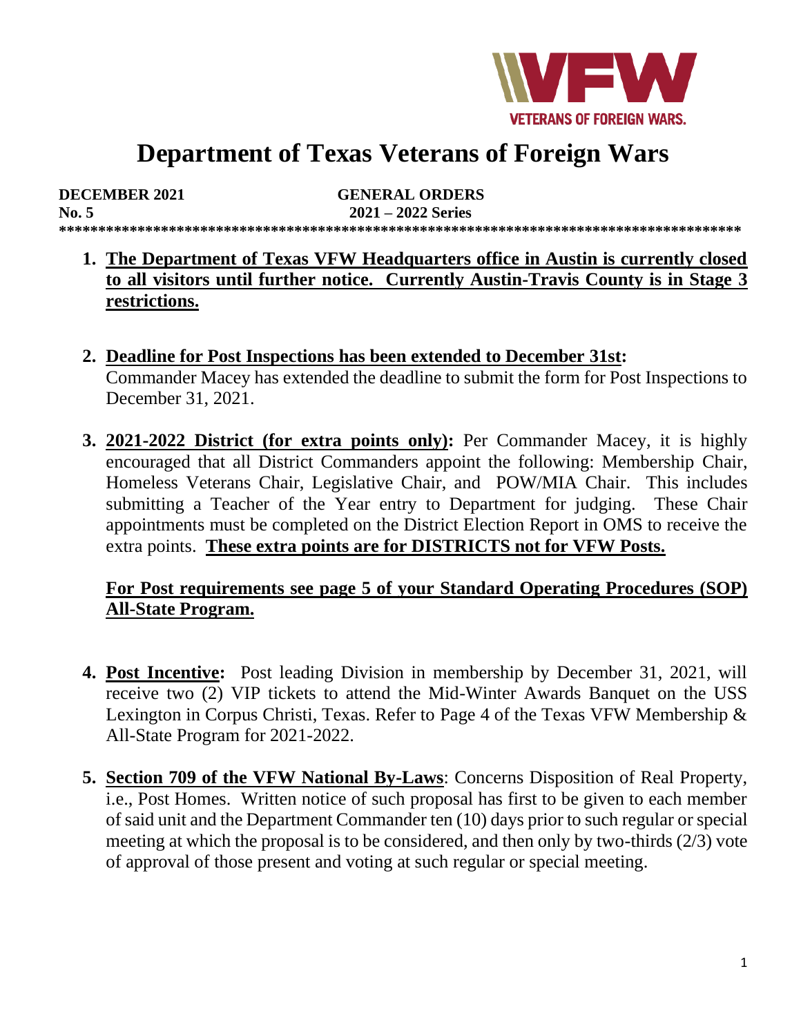# Department of Texas Veterans of Foreign Wars

**DECEMBER 2021** **GENERAL ORDERS**
**No. 5** **2021 – 2022 Series**

**\*\*\*\*\*\*\*\*\*\*\*\*\*\*\*\*\*\*\*\*\*\*\*\*\*\*\*\*\*\*\*\*\*\*\*\*\*\*\*\*\*\*\*\*\*\*\*\*\*\*\*\*\*\*\*\*\*\*\*\*\*\*\*\*\*\*\*\*\*\*\*\*\*\*\*\*\*\*\*\*\*\*\*\*\*\*\***

1. **The Department of Texas VFW Headquarters office in Austin is currently closed to all visitors until further notice. Currently Austin-Travis County is in Stage 3 restrictions.**

2. **Deadline for Post Inspections has been extended to December 31st:** Commander Macey has extended the deadline to submit the form for Post Inspections to December 31, 2021.

3. **2021-2022 District (for extra points only):** Per Commander Macey, it is highly encouraged that all District Commanders appoint the following: Membership Chair, Homeless Veterans Chair, Legislative Chair, and POW/MIA Chair. This includes submitting a Teacher of the Year entry to Department for judging. These Chair appointments must be completed on the District Election Report in OMS to receive the extra points. **These extra points are for DISTRICTS not for VFW Posts.**

   **For Post requirements see page 5 of your Standard Operating Procedures (SOP) All-State Program.**

4. **Post Incentive:** Post leading Division in membership by December 31, 2021, will receive two (2) VIP tickets to attend the Mid-Winter Awards Banquet on the USS Lexington in Corpus Christi, Texas. Refer to Page 4 of the Texas VFW Membership & All-State Program for 2021-2022.

5. **Section 709 of the VFW National By-Laws**: Concerns Disposition of Real Property, i.e., Post Homes. Written notice of such proposal has first to be given to each member of said unit and the Department Commander ten (10) days prior to such regular or special meeting at which the proposal is to be considered, and then only by two-thirds (2/3) vote of approval of those present and voting at such regular or special meeting.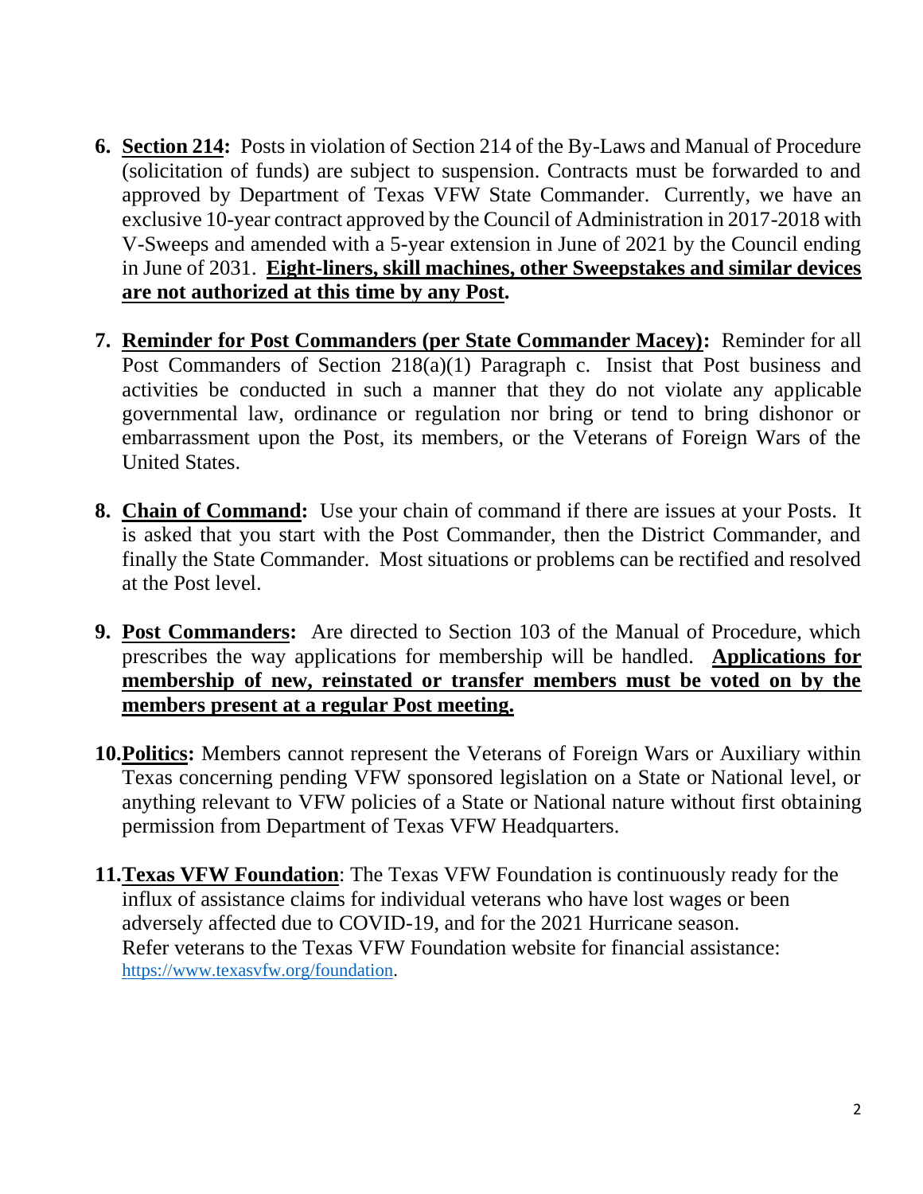6. **Section 214:** Posts in violation of Section 214 of the By-Laws and Manual of Procedure (solicitation of funds) are subject to suspension. Contracts must be forwarded to and approved by Department of Texas VFW State Commander. Currently, we have an exclusive 10-year contract approved by the Council of Administration in 2017-2018 with V-Sweeps and amended with a 5-year extension in June of 2021 by the Council ending in June of 2031. **Eight-liners, skill machines, other Sweepstakes and similar devices are not authorized at this time by any Post.**

7. **Reminder for Post Commanders (per State Commander Macey):** Reminder for all Post Commanders of Section 218(a)(1) Paragraph c. Insist that Post business and activities be conducted in such a manner that they do not violate any applicable governmental law, ordinance or regulation nor bring or tend to bring dishonor or embarrassment upon the Post, its members, or the Veterans of Foreign Wars of the United States.

8. **Chain of Command:** Use your chain of command if there are issues at your Posts. It is asked that you start with the Post Commander, then the District Commander, and finally the State Commander. Most situations or problems can be rectified and resolved at the Post level.

9. **Post Commanders:** Are directed to Section 103 of the Manual of Procedure, which prescribes the way applications for membership will be handled. **Applications for membership of new, reinstated or transfer members must be voted on by the members present at a regular Post meeting.**

10. **Politics:** Members cannot represent the Veterans of Foreign Wars or Auxiliary within Texas concerning pending VFW sponsored legislation on a State or National level, or anything relevant to VFW policies of a State or National nature without first obtaining permission from Department of Texas VFW Headquarters.

11. **Texas VFW Foundation**: The Texas VFW Foundation is continuously ready for the influx of assistance claims for individual veterans who have lost wages or been adversely affected due to COVID-19, and for the 2021 Hurricane season. Refer veterans to the Texas VFW Foundation website for financial assistance: https://www.texasvfw.org/foundation.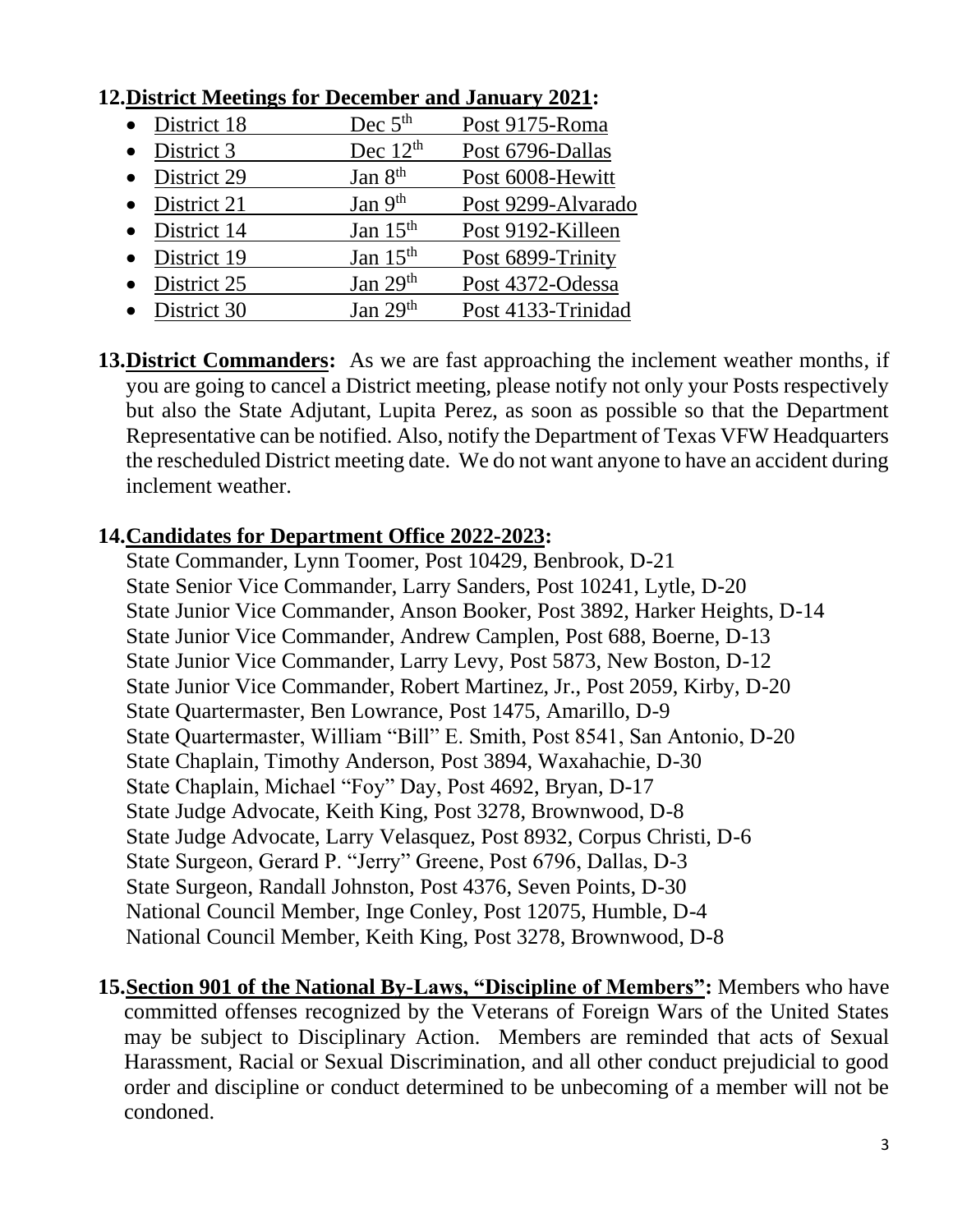**12. District Meetings for December and January 2021:**

- District 18 — Dec 5th — Post 9175-Roma
- District 3 — Dec 12th — Post 6796-Dallas
- District 29 — Jan 8th — Post 6008-Hewitt
- District 21 — Jan 9th — Post 9299-Alvarado
- District 14 — Jan 15th — Post 9192-Killeen
- District 19 — Jan 15th — Post 6899-Trinity
- District 25 — Jan 29th — Post 4372-Odessa
- District 30 — Jan 29th — Post 4133-Trinidad

**13. District Commanders:** As we are fast approaching the inclement weather months, if you are going to cancel a District meeting, please notify not only your Posts respectively but also the State Adjutant, Lupita Perez, as soon as possible so that the Department Representative can be notified. Also, notify the Department of Texas VFW Headquarters the rescheduled District meeting date. We do not want anyone to have an accident during inclement weather.

**14. Candidates for Department Office 2022-2023:**

State Commander, Lynn Toomer, Post 10429, Benbrook, D-21
State Senior Vice Commander, Larry Sanders, Post 10241, Lytle, D-20
State Junior Vice Commander, Anson Booker, Post 3892, Harker Heights, D-14
State Junior Vice Commander, Andrew Camplen, Post 688, Boerne, D-13
State Junior Vice Commander, Larry Levy, Post 5873, New Boston, D-12
State Junior Vice Commander, Robert Martinez, Jr., Post 2059, Kirby, D-20
State Quartermaster, Ben Lowrance, Post 1475, Amarillo, D-9
State Quartermaster, William "Bill" E. Smith, Post 8541, San Antonio, D-20
State Chaplain, Timothy Anderson, Post 3894, Waxahachie, D-30
State Chaplain, Michael "Foy" Day, Post 4692, Bryan, D-17
State Judge Advocate, Keith King, Post 3278, Brownwood, D-8
State Judge Advocate, Larry Velasquez, Post 8932, Corpus Christi, D-6
State Surgeon, Gerard P. "Jerry" Greene, Post 6796, Dallas, D-3
State Surgeon, Randall Johnston, Post 4376, Seven Points, D-30
National Council Member, Inge Conley, Post 12075, Humble, D-4
National Council Member, Keith King, Post 3278, Brownwood, D-8

**15. Section 901 of the National By-Laws, "Discipline of Members":** Members who have committed offenses recognized by the Veterans of Foreign Wars of the United States may be subject to Disciplinary Action. Members are reminded that acts of Sexual Harassment, Racial or Sexual Discrimination, and all other conduct prejudicial to good order and discipline or conduct determined to be unbecoming of a member will not be condoned.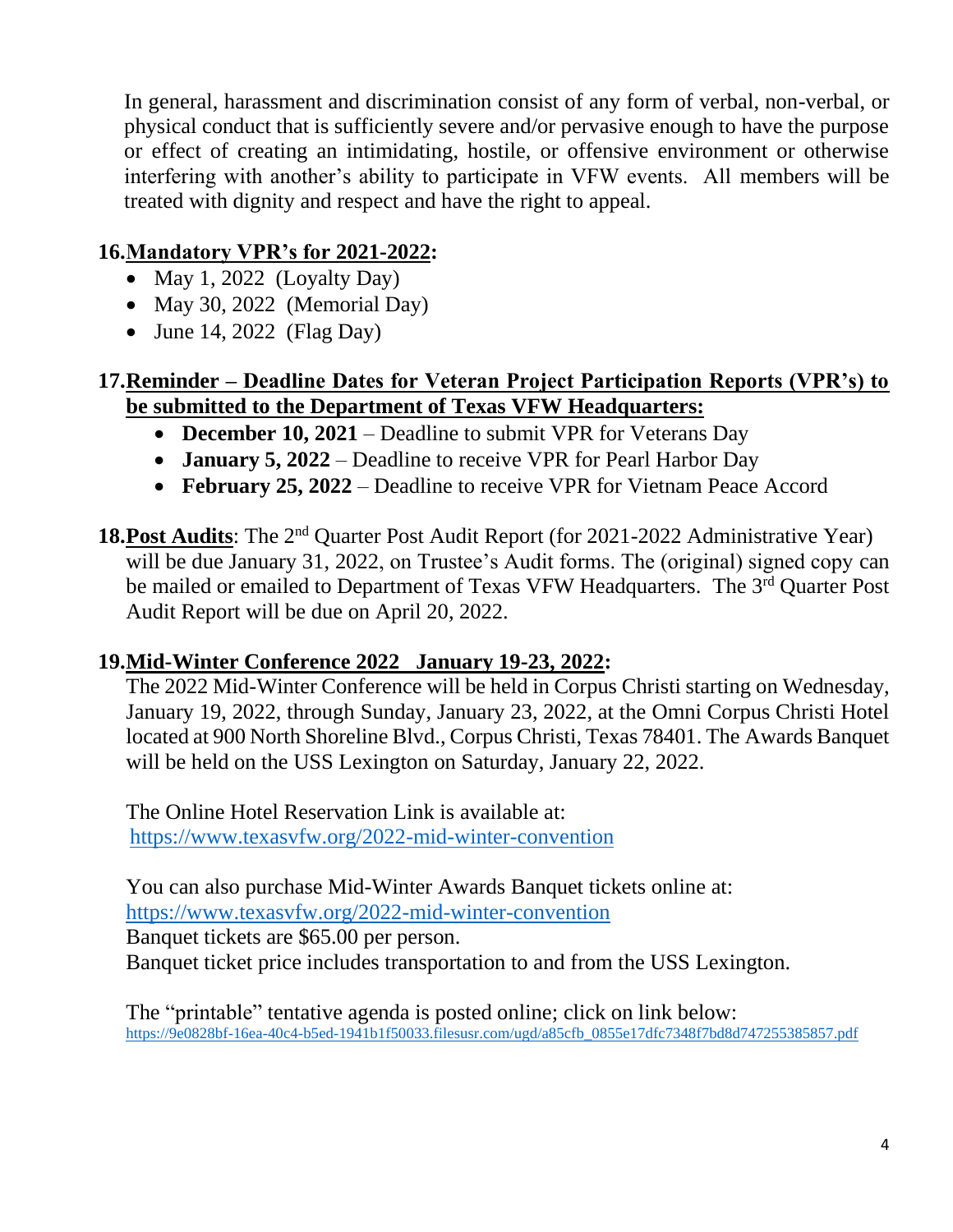In general, harassment and discrimination consist of any form of verbal, non-verbal, or physical conduct that is sufficiently severe and/or pervasive enough to have the purpose or effect of creating an intimidating, hostile, or offensive environment or otherwise interfering with another's ability to participate in VFW events. All members will be treated with dignity and respect and have the right to appeal.

**16. <u>Mandatory VPR's for 2021-2022</u>:**

- May 1, 2022 (Loyalty Day)
- May 30, 2022 (Memorial Day)
- June 14, 2022 (Flag Day)

**17. <u>Reminder – Deadline Dates for Veteran Project Participation Reports (VPR's) to be submitted to the Department of Texas VFW Headquarters:</u>**

- **December 10, 2021** – Deadline to submit VPR for Veterans Day
- **January 5, 2022** – Deadline to receive VPR for Pearl Harbor Day
- **February 25, 2022** – Deadline to receive VPR for Vietnam Peace Accord

**18. <u>Post Audits</u>**: The 2nd Quarter Post Audit Report (for 2021-2022 Administrative Year) will be due January 31, 2022, on Trustee's Audit forms. The (original) signed copy can be mailed or emailed to Department of Texas VFW Headquarters. The 3rd Quarter Post Audit Report will be due on April 20, 2022.

**19. <u>Mid-Winter Conference 2022 January 19-23, 2022</u>:**

The 2022 Mid-Winter Conference will be held in Corpus Christi starting on Wednesday, January 19, 2022, through Sunday, January 23, 2022, at the Omni Corpus Christi Hotel located at 900 North Shoreline Blvd., Corpus Christi, Texas 78401. The Awards Banquet will be held on the USS Lexington on Saturday, January 22, 2022.

The Online Hotel Reservation Link is available at:
https://www.texasvfw.org/2022-mid-winter-convention

You can also purchase Mid-Winter Awards Banquet tickets online at:
https://www.texasvfw.org/2022-mid-winter-convention
Banquet tickets are $65.00 per person.
Banquet ticket price includes transportation to and from the USS Lexington.

The "printable" tentative agenda is posted online; click on link below:
https://9e0828bf-16ea-40c4-b5ed-1941b1f50033.filesusr.com/ugd/a85cfb_0855e17dfc7348f7bd8d747255385857.pdf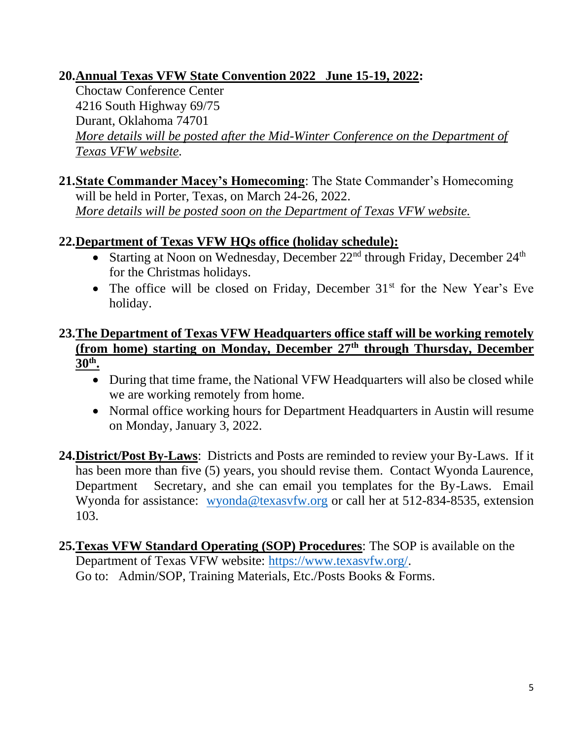20. **Annual Texas VFW State Convention 2022 June 15-19, 2022:**
    Choctaw Conference Center
    4216 South Highway 69/75
    Durant, Oklahoma 74701
    *More details will be posted after the Mid-Winter Conference on the Department of Texas VFW website.*

21. **State Commander Macey's Homecoming**: The State Commander's Homecoming will be held in Porter, Texas, on March 24-26, 2022.
    *More details will be posted soon on the Department of Texas VFW website.*

22. **Department of Texas VFW HQs office (holiday schedule):**
    - Starting at Noon on Wednesday, December 22nd through Friday, December 24th for the Christmas holidays.
    - The office will be closed on Friday, December 31st for the New Year's Eve holiday.

23. **The Department of Texas VFW Headquarters office staff will be working remotely (from home) starting on Monday, December 27th through Thursday, December 30th.**
    - During that time frame, the National VFW Headquarters will also be closed while we are working remotely from home.
    - Normal office working hours for Department Headquarters in Austin will resume on Monday, January 3, 2022.

24. **District/Post By-Laws**: Districts and Posts are reminded to review your By-Laws. If it has been more than five (5) years, you should revise them. Contact Wyonda Laurence, Department Secretary, and she can email you templates for the By-Laws. Email Wyonda for assistance: wyonda@texasvfw.org or call her at 512-834-8535, extension 103.

25. **Texas VFW Standard Operating (SOP) Procedures**: The SOP is available on the Department of Texas VFW website: https://www.texasvfw.org/.
    Go to: Admin/SOP, Training Materials, Etc./Posts Books & Forms.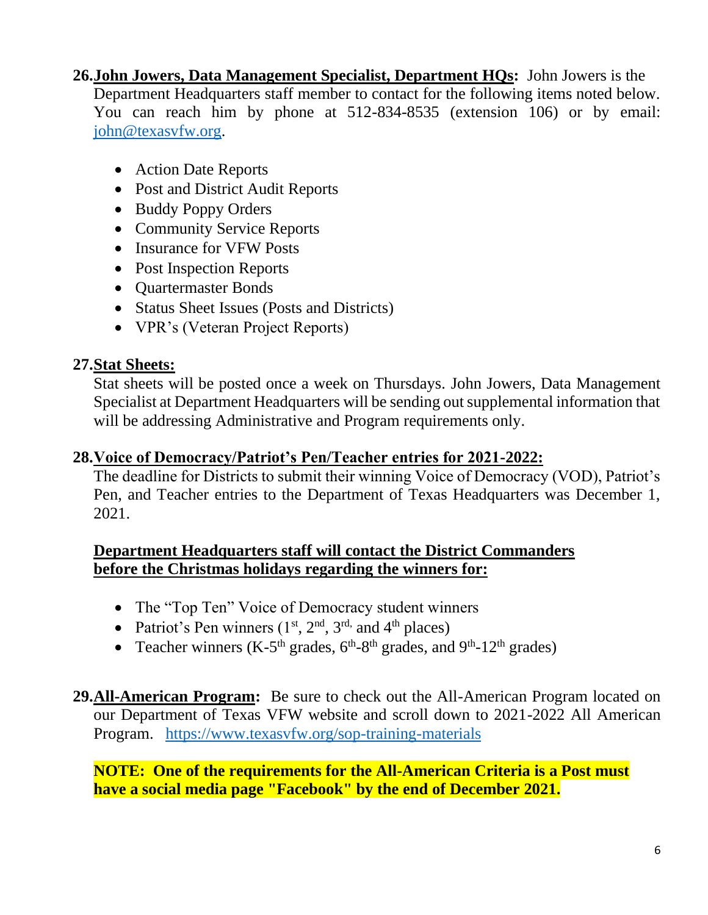26. **John Jowers, Data Management Specialist, Department HQs:** John Jowers is the Department Headquarters staff member to contact for the following items noted below. You can reach him by phone at 512-834-8535 (extension 106) or by email: john@texasvfw.org.

    - Action Date Reports
    - Post and District Audit Reports
    - Buddy Poppy Orders
    - Community Service Reports
    - Insurance for VFW Posts
    - Post Inspection Reports
    - Quartermaster Bonds
    - Status Sheet Issues (Posts and Districts)
    - VPR's (Veteran Project Reports)

27. **Stat Sheets:**

    Stat sheets will be posted once a week on Thursdays. John Jowers, Data Management Specialist at Department Headquarters will be sending out supplemental information that will be addressing Administrative and Program requirements only.

28. **Voice of Democracy/Patriot's Pen/Teacher entries for 2021-2022:**

    The deadline for Districts to submit their winning Voice of Democracy (VOD), Patriot's Pen, and Teacher entries to the Department of Texas Headquarters was December 1, 2021.

    **Department Headquarters staff will contact the District Commanders before the Christmas holidays regarding the winners for:**

    - The "Top Ten" Voice of Democracy student winners
    - Patriot's Pen winners (1st, 2nd, 3rd, and 4th places)
    - Teacher winners (K-5th grades, 6th-8th grades, and 9th-12th grades)

29. **All-American Program:** Be sure to check out the All-American Program located on our Department of Texas VFW website and scroll down to 2021-2022 All American Program. https://www.texasvfw.org/sop-training-materials

    **NOTE: One of the requirements for the All-American Criteria is a Post must have a social media page "Facebook" by the end of December 2021.**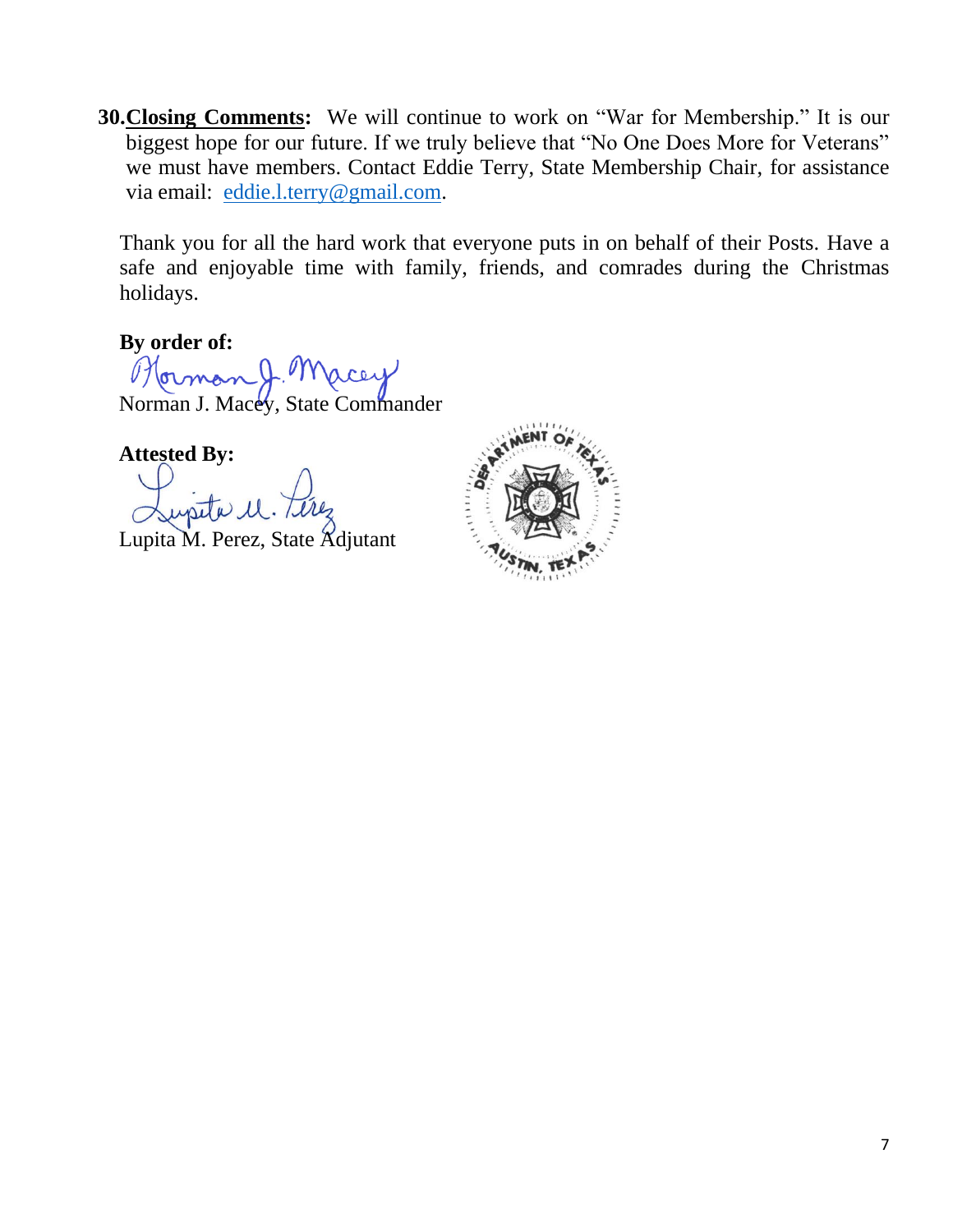30. **Closing Comments:** We will continue to work on "War for Membership." It is our biggest hope for our future. If we truly believe that "No One Does More for Veterans" we must have members. Contact Eddie Terry, State Membership Chair, for assistance via email: eddie.l.terry@gmail.com.

Thank you for all the hard work that everyone puts in on behalf of their Posts. Have a safe and enjoyable time with family, friends, and comrades during the Christmas holidays.

**By order of:**

Norman J. Macey, State Commander

**Attested By:**

Lupita M. Perez, State Adjutant